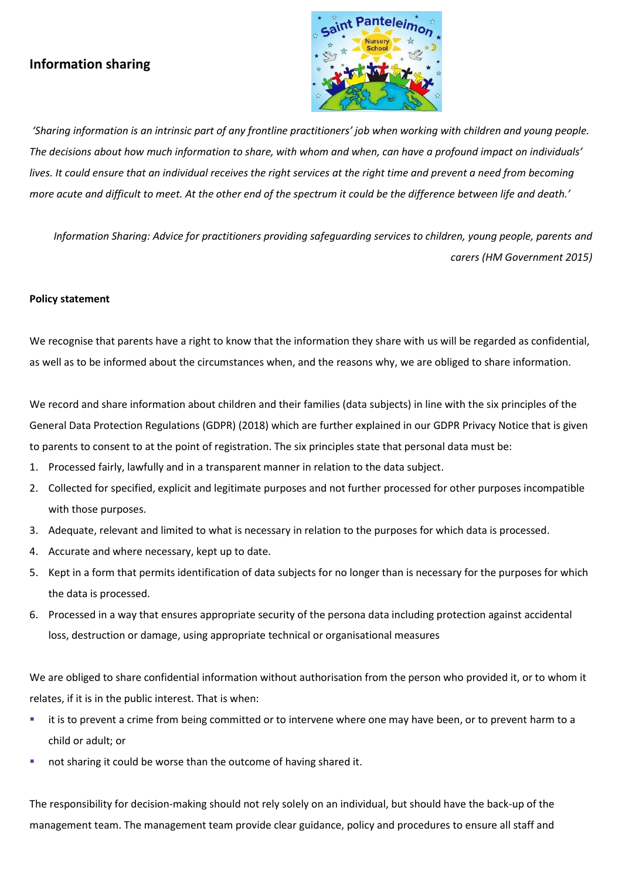# Information sharing

*'Sharing information is an intrinsic part of any frontline practitioners' job when working with children and young people. The decisions about how much information to share, with whom and when, can have a profound impact on individuals' lives. It could ensure that an individual receives the right services at the right time and prevent a need from becoming more acute and difficult to meet. At the other end of the spectrum it could be the difference between life and death.'*

*Information Sharing: Advice for practitioners providing safeguarding services to children, young people, parents and carers (HM Government 2015)*

**Policy statement**

We recognise that parents have a right to know that the information they share with us will be regarded as confidential, as well as to be informed about the circumstances when, and the reasons why, we are obliged to share information.

We record and share information about children and their families (data subjects) in line with the six principles of the General Data Protection Regulations (GDPR) (2018) which are further explained in our GDPR Privacy Notice that is given to parents to consent to at the point of registration. The six principles state that personal data must be:

1. Processed fairly, lawfully and in a transparent manner in relation to the data subject.
2. Collected for specified, explicit and legitimate purposes and not further processed for other purposes incompatible with those purposes.
3. Adequate, relevant and limited to what is necessary in relation to the purposes for which data is processed.
4. Accurate and where necessary, kept up to date.
5. Kept in a form that permits identification of data subjects for no longer than is necessary for the purposes for which the data is processed.
6. Processed in a way that ensures appropriate security of the persona data including protection against accidental loss, destruction or damage, using appropriate technical or organisational measures

We are obliged to share confidential information without authorisation from the person who provided it, or to whom it relates, if it is in the public interest. That is when:

- it is to prevent a crime from being committed or to intervene where one may have been, or to prevent harm to a child or adult; or
- not sharing it could be worse than the outcome of having shared it.

The responsibility for decision-making should not rely solely on an individual, but should have the back-up of the management team. The management team provide clear guidance, policy and procedures to ensure all staff and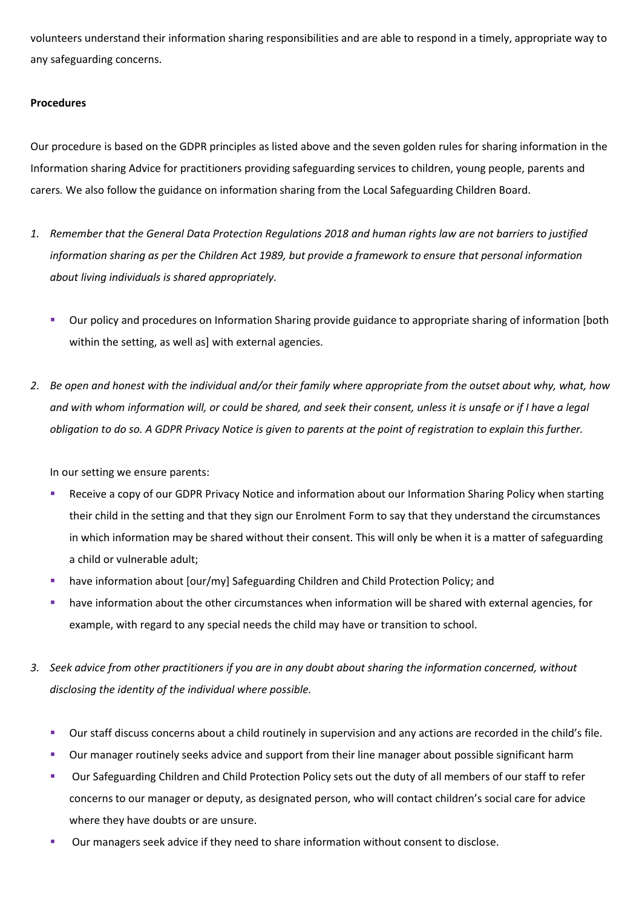volunteers understand their information sharing responsibilities and are able to respond in a timely, appropriate way to any safeguarding concerns.

**Procedures**

Our procedure is based on the GDPR principles as listed above and the seven golden rules for sharing information in the Information sharing Advice for practitioners providing safeguarding services to children, young people, parents and carers*.* We also follow the guidance on information sharing from the Local Safeguarding Children Board.

1. *Remember that the General Data Protection Regulations 2018 and human rights law are not barriers to justified information sharing as per the Children Act 1989, but provide a framework to ensure that personal information about living individuals is shared appropriately.*

   - Our policy and procedures on Information Sharing provide guidance to appropriate sharing of information [both within the setting, as well as] with external agencies.

2. *Be open and honest with the individual and/or their family where appropriate from the outset about why, what, how and with whom information will, or could be shared, and seek their consent, unless it is unsafe or if I have a legal obligation to do so. A GDPR Privacy Notice is given to parents at the point of registration to explain this further.*

   In our setting we ensure parents:

   - Receive a copy of our GDPR Privacy Notice and information about our Information Sharing Policy when starting their child in the setting and that they sign our Enrolment Form to say that they understand the circumstances in which information may be shared without their consent. This will only be when it is a matter of safeguarding a child or vulnerable adult;
   - have information about [our/my] Safeguarding Children and Child Protection Policy; and
   - have information about the other circumstances when information will be shared with external agencies, for example, with regard to any special needs the child may have or transition to school.

3. *Seek advice from other practitioners if you are in any doubt about sharing the information concerned, without disclosing the identity of the individual where possible.*

   - Our staff discuss concerns about a child routinely in supervision and any actions are recorded in the child's file.
   - Our manager routinely seeks advice and support from their line manager about possible significant harm
   - Our Safeguarding Children and Child Protection Policy sets out the duty of all members of our staff to refer concerns to our manager or deputy, as designated person, who will contact children's social care for advice where they have doubts or are unsure.
   - Our managers seek advice if they need to share information without consent to disclose.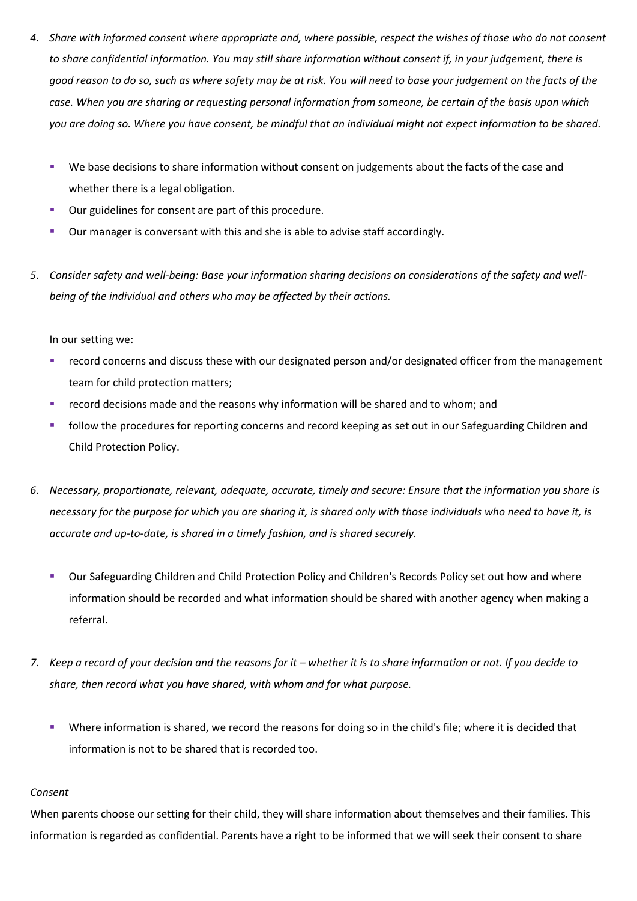4. *Share with informed consent where appropriate and, where possible, respect the wishes of those who do not consent to share confidential information. You may still share information without consent if, in your judgement, there is good reason to do so, such as where safety may be at risk. You will need to base your judgement on the facts of the case. When you are sharing or requesting personal information from someone, be certain of the basis upon which you are doing so. Where you have consent, be mindful that an individual might not expect information to be shared.*

   - We base decisions to share information without consent on judgements about the facts of the case and whether there is a legal obligation.
   - Our guidelines for consent are part of this procedure.
   - Our manager is conversant with this and she is able to advise staff accordingly.

5. *Consider safety and well-being: Base your information sharing decisions on considerations of the safety and well-being of the individual and others who may be affected by their actions.*

   In our setting we:

   - record concerns and discuss these with our designated person and/or designated officer from the management team for child protection matters;
   - record decisions made and the reasons why information will be shared and to whom; and
   - follow the procedures for reporting concerns and record keeping as set out in our Safeguarding Children and Child Protection Policy.

6. *Necessary, proportionate, relevant, adequate, accurate, timely and secure: Ensure that the information you share is necessary for the purpose for which you are sharing it, is shared only with those individuals who need to have it, is accurate and up-to-date, is shared in a timely fashion, and is shared securely.*

   - Our Safeguarding Children and Child Protection Policy and Children's Records Policy set out how and where information should be recorded and what information should be shared with another agency when making a referral.

7. *Keep a record of your decision and the reasons for it – whether it is to share information or not. If you decide to share, then record what you have shared, with whom and for what purpose.*

   - Where information is shared, we record the reasons for doing so in the child's file; where it is decided that information is not to be shared that is recorded too.

*Consent*

When parents choose our setting for their child, they will share information about themselves and their families. This information is regarded as confidential. Parents have a right to be informed that we will seek their consent to share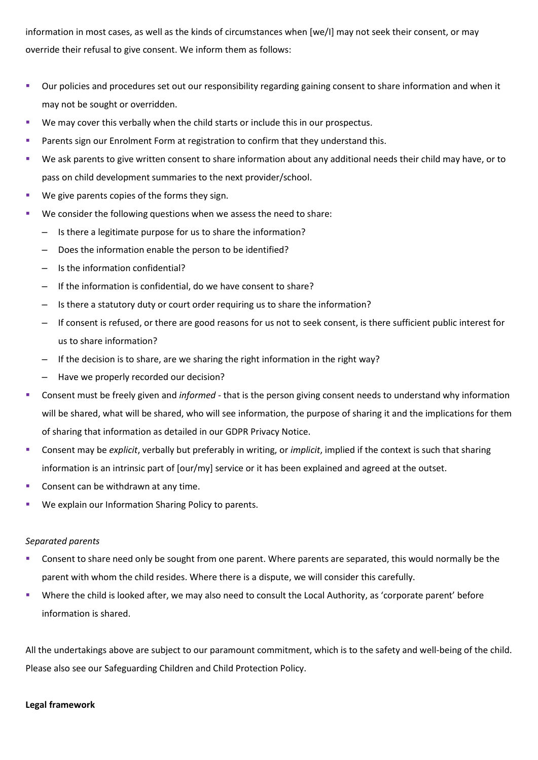information in most cases, as well as the kinds of circumstances when [we/I] may not seek their consent, or may override their refusal to give consent. We inform them as follows:

- Our policies and procedures set out our responsibility regarding gaining consent to share information and when it may not be sought or overridden.
- We may cover this verbally when the child starts or include this in our prospectus.
- Parents sign our Enrolment Form at registration to confirm that they understand this.
- We ask parents to give written consent to share information about any additional needs their child may have, or to pass on child development summaries to the next provider/school.
- We give parents copies of the forms they sign.
- We consider the following questions when we assess the need to share:
  - Is there a legitimate purpose for us to share the information?
  - Does the information enable the person to be identified?
  - Is the information confidential?
  - If the information is confidential, do we have consent to share?
  - Is there a statutory duty or court order requiring us to share the information?
  - If consent is refused, or there are good reasons for us not to seek consent, is there sufficient public interest for us to share information?
  - If the decision is to share, are we sharing the right information in the right way?
  - Have we properly recorded our decision?
- Consent must be freely given and *informed* - that is the person giving consent needs to understand why information will be shared, what will be shared, who will see information, the purpose of sharing it and the implications for them of sharing that information as detailed in our GDPR Privacy Notice.
- Consent may be *explicit*, verbally but preferably in writing, or *implicit*, implied if the context is such that sharing information is an intrinsic part of [our/my] service or it has been explained and agreed at the outset.
- Consent can be withdrawn at any time.
- We explain our Information Sharing Policy to parents.

*Separated parents*

- Consent to share need only be sought from one parent. Where parents are separated, this would normally be the parent with whom the child resides. Where there is a dispute, we will consider this carefully.
- Where the child is looked after, we may also need to consult the Local Authority, as 'corporate parent' before information is shared.

All the undertakings above are subject to our paramount commitment, which is to the safety and well-being of the child. Please also see our Safeguarding Children and Child Protection Policy.

**Legal framework**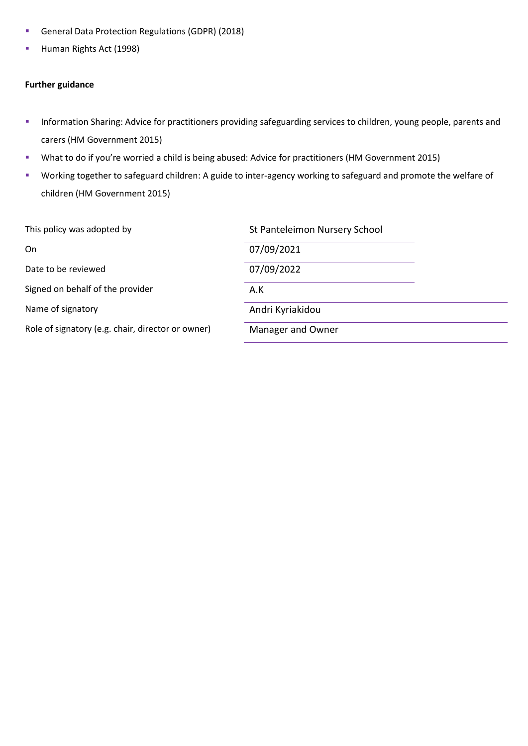- General Data Protection Regulations (GDPR) (2018)
- Human Rights Act (1998)

**Further guidance**

- Information Sharing: Advice for practitioners providing safeguarding services to children, young people, parents and carers (HM Government 2015)
- What to do if you're worried a child is being abused: Advice for practitioners (HM Government 2015)
- Working together to safeguard children: A guide to inter-agency working to safeguard and promote the welfare of children (HM Government 2015)

| | |
|---|---|
| This policy was adopted by | St Panteleimon Nursery School |
| On | 07/09/2021 |
| Date to be reviewed | 07/09/2022 |
| Signed on behalf of the provider | A.K |
| Name of signatory | Andri Kyriakidou |
| Role of signatory (e.g. chair, director or owner) | Manager and Owner |